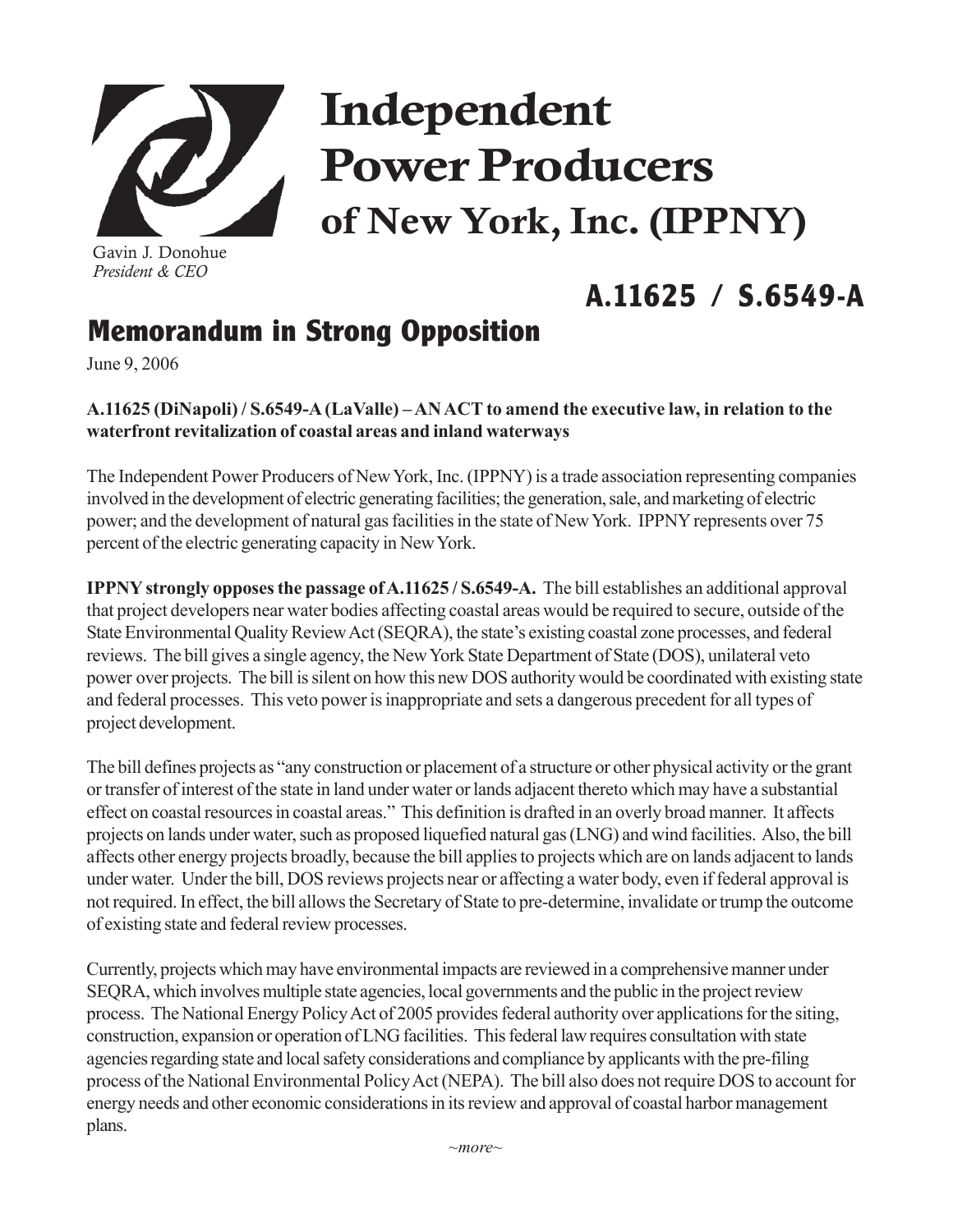# Independent Power Producers of New York, Inc. (IPPNY)

Gavin J. Donohue
*President & CEO*

## A.11625 / S.6549-A

## Memorandum in Strong Opposition

June 9, 2006

**A.11625 (DiNapoli) / S.6549-A (LaValle) – AN ACT to amend the executive law, in relation to the waterfront revitalization of coastal areas and inland waterways**

The Independent Power Producers of New York, Inc. (IPPNY) is a trade association representing companies involved in the development of electric generating facilities; the generation, sale, and marketing of electric power; and the development of natural gas facilities in the state of New York. IPPNY represents over 75 percent of the electric generating capacity in New York.

**IPPNY strongly opposes the passage of A.11625 / S.6549-A.** The bill establishes an additional approval that project developers near water bodies affecting coastal areas would be required to secure, outside of the State Environmental Quality Review Act (SEQRA), the state's existing coastal zone processes, and federal reviews. The bill gives a single agency, the New York State Department of State (DOS), unilateral veto power over projects. The bill is silent on how this new DOS authority would be coordinated with existing state and federal processes. This veto power is inappropriate and sets a dangerous precedent for all types of project development.

The bill defines projects as "any construction or placement of a structure or other physical activity or the grant or transfer of interest of the state in land under water or lands adjacent thereto which may have a substantial effect on coastal resources in coastal areas." This definition is drafted in an overly broad manner. It affects projects on lands under water, such as proposed liquefied natural gas (LNG) and wind facilities. Also, the bill affects other energy projects broadly, because the bill applies to projects which are on lands adjacent to lands under water. Under the bill, DOS reviews projects near or affecting a water body, even if federal approval is not required. In effect, the bill allows the Secretary of State to pre-determine, invalidate or trump the outcome of existing state and federal review processes.

Currently, projects which may have environmental impacts are reviewed in a comprehensive manner under SEQRA, which involves multiple state agencies, local governments and the public in the project review process. The National Energy Policy Act of 2005 provides federal authority over applications for the siting, construction, expansion or operation of LNG facilities. This federal law requires consultation with state agencies regarding state and local safety considerations and compliance by applicants with the pre-filing process of the National Environmental Policy Act (NEPA). The bill also does not require DOS to account for energy needs and other economic considerations in its review and approval of coastal harbor management plans.

*~more~*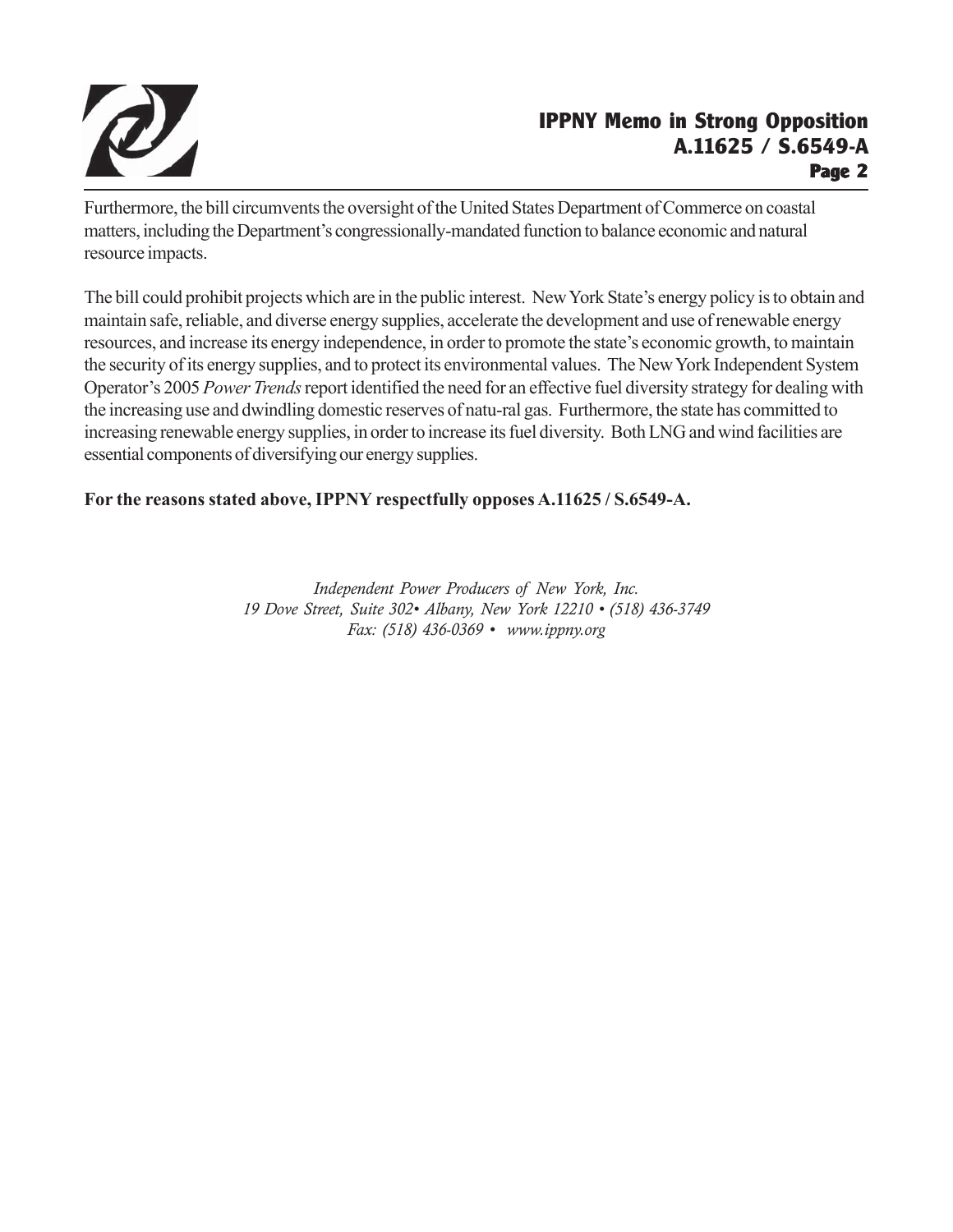Furthermore, the bill circumvents the oversight of the United States Department of Commerce on coastal matters, including the Department's congressionally-mandated function to balance economic and natural resource impacts.

The bill could prohibit projects which are in the public interest. New York State's energy policy is to obtain and maintain safe, reliable, and diverse energy supplies, accelerate the development and use of renewable energy resources, and increase its energy independence, in order to promote the state's economic growth, to maintain the security of its energy supplies, and to protect its environmental values. The New York Independent System Operator's 2005 *Power Trends* report identified the need for an effective fuel diversity strategy for dealing with the increasing use and dwindling domestic reserves of natu-ral gas. Furthermore, the state has committed to increasing renewable energy supplies, in order to increase its fuel diversity. Both LNG and wind facilities are essential components of diversifying our energy supplies.

**For the reasons stated above, IPPNY respectfully opposes A.11625 / S.6549-A.**

*Independent Power Producers of New York, Inc.*
*19 Dove Street, Suite 302• Albany, New York 12210 • (518) 436-3749*
*Fax: (518) 436-0369 • www.ippny.org*